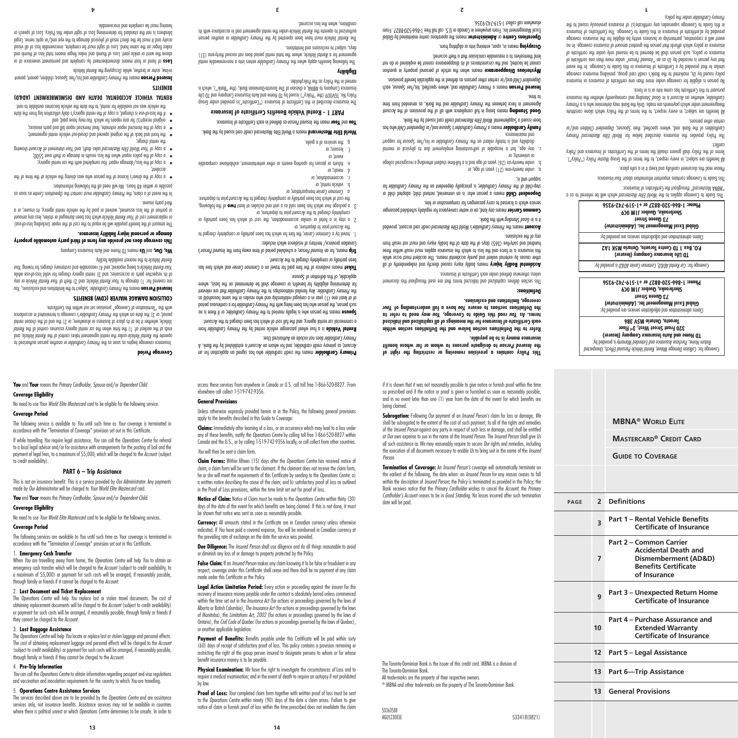# MBNA® World Elite MasterCard® Credit Card

## Guide to Coverage

| PAGE | | |
|---|---|---|
| 2 | Definitions | |
| 3 | Part 1 – Rental Vehicle Benefits Certificate of Insurance | |
| 7 | Part 2 – Common Carrier Accidental Death and Dismemberment (AD&D) Benefits Certificate of Insurance | |
| 9 | Part 3 – Unexpected Return Home Certificate of Insurance | |
| 10 | Part 4 – Purchase Assurance and Extended Warranty Certificate of Insurance | |
| 12 | Part 5 – Legal Assistance | |
| 13 | Part 6—Trip Assistance | |
| 13 | General Provisions | |

*Coverage for: Collision Damage Waiver, Rental Vehicle Personal Effects, Unexpected Return Home, Purchase Assurance and Extended Warranty is provided by:*

**TD Home and Auto Insurance Company (Insurer)**
**320 Front Street West, 3rd Floor**
**Toronto, Ontario M5V 3B6**

Claims administration and adjudication services are provided by:

***Global Excel Management Inc. (Administrator)***
**73 Queen Street**
**Sherbrooke, Quebec J1M 0C9**
**Phone: 1-866-520-8827 or +1-519-742-9356**

*Coverage for: Car Rental AD&D, Common Carrier AD&D is provided by:*

**TD Life Insurance Company (Insurer)**
**P.O. Box 1 TD Centre Toronto, Ontario M5K 1A2**

Claims administration and adjudication services are provided by:

***Global Excel Management Inc. (Administrator)***
**73 Queen Street**
**Sherbrooke, Quebec J1M 0C9**
**Phone: 1-866-520-8827 or +1-519-742-9356**

This Guide to Coverage applies to the *World Elite Mastercard* which will be referred to as a "MBNA Mastercard" throughout the Certificates of Insurance.

This Guide to Coverage contains important information about *Your* insurance.

Please read this document carefully and keep it in a safe place.

All benefits are subject, in every respect, to the terms of the Group Master Policy ("*Policy*"). Terms of the *Policy* shall govern should the terms of the Certificates of Insurance and Policy conflict.

The Policy provides the insurance described below for *World Elite Mastercard Primary Cardholders* of the Bank and, where specified, their *Spouses*, *Dependent Children* and/or certain other persons.

All benefits are subject, in every respect, to the terms of the Policy which alone constitute the agreement under which payments are made. Only the Bank may determine who is a *Primary Cardholder*, whether an *Account* is in *Good Standing* and consequently whether the insurance pursuant to this Certificate has come into or is in force.

No person is eligible for coverage under more than one certificate of insurance or insurance policy issued by *Us*, marketed to the Bank's credit card group, providing insurance coverage similar to that provided by a Certificate of Insurance in this Guide to Coverage. In the event that any person is recorded by *Us* as an "*Insured Person*" under more than one certificate of insurance or policy, such person shall be deemed to be insured only under the certificate of insurance or policy which affords that person the greatest amount of insurance coverage. In no event will a corporation, partnership or business entity be eligible for the insurance coverage provided by a Certificate of Insurance in this Guide to Coverage. The Certificates of Insurance in this Guide to Coverage supersedes any certificate(s) of insurance previously issued to the *Primary Cardholder* under the policy.

**This Policy contains a provision removing or restricting the right of the *Insured Person* to designate persons to whom or for whose benefit insurance money is to be payable.**

**Refer to the Definitions section below and the Definitions section within each Certificate of Insurance for the meanings of all capitalized and italicized terms. As *You* read this Guide to Coverage, *You* may need to refer to the Definitions sections to ensure *You* have a full understanding of *Your* coverage, limitations and exclusions.**

**Definitions:**

This section defines capitalized and italicized terms that are used throughout this document unless otherwise defined under each Certificate of Insurance.

***Accidental Bodily Injury*** means bodily injury caused directly and independently of all other causes by external violent and purely accidental means. The accident must occur while this insurance is in force and the loss to which the insurance applies must result within three hundred and sixty-five (365) days of the date of the bodily injury and must not result from any of the exclusions.

***Account*** means the *Primary Cardholder's World Elite Mastercard* credit card account, provided it is in *Good Standing* with the Bank.

***Common Carrier*** means any land, air or water conveyance for regularly scheduled passenger service which is licensed to carry passengers for compensation or hire.

***Dependent Child*** means a person who is unmarried, natural child, adopted child or step-child of the *Primary Cardholder*, is principally dependent on the *Primary Cardholder* for support and is;

a. under twenty-one (21) years of age, or
b. under twenty-six (26) years of age and is a full-time student attending a recognized college or university, or
c. any age, but is incapable of self-sustaining employment due to physical or mental disability and is totally reliant on the *Primary Cardholder* or his/her *Spouse* for support and maintenance.

***Family Cardholder*** means a *Primary Cardholder's Spouse* and/or *Dependent Child* who has been issued a Supplemental *World Elite Mastercard* credit card issued by the Bank.

***Good Standing*** means being in full compliance with all of the provisions of the Account Agreement in force between the *Primary Cardholder* and the Bank, as amended from time to time.

***Insured Person*** means a *Primary Cardholder* and, where specified, his/her *Spouse*, each *Dependent Child* and/or certain other persons as defined in the applicable benefit provision.

***Mysterious Disappearance*** means when the article of personal property in question cannot be located, and the circumstances of its disappearance cannot be explained or do not lend themselves to a reasonable conclusion that a theft occurred.

***Occupying*** means in, upon, entering into or alighting from.

***Operations Centre*** or ***Administrator*** means the operations centre maintained by Global Excel Management Inc. From anywhere in Canada or U.S. call toll free 1-866-520-8827. From elsewhere call collect 1-519-742-9356.

***Primary Cardholder*** means the credit cardholder who has signed an application for an *Account*, as primary credit cardholder, and for whom an *Account* is established by the Bank. A *Primary Cardholder* does not include an Authorized User.

***Rental Vehicle*** is a four wheel passenger vehicle rented by the *Primary Cardholder* from a commercial car rental agency, and the full cost of which has been charged to the *Account*.

***Spouse*** means the person who is legally married to the *Primary Cardholder*, or if there is no such person, the person who has been living with the *Primary Cardholder* for a continuous period of at least one (1) year in a conjugal relationship and who resides in the same household as the *Primary Cardholder*. Any familial relationship to the *Primary Cardholder* that are relevant for determining eligibility for benefits or coverage shall be determined on the basis, where applicable, of this definition of *Spouse*.

***Ticket*** means evidence of the fare paid for travel on a *Common Carrier* and which fare has been partially or completely charged to the *Account*.

***Trip*** means, for an *Insured Person*, a scheduled period of time away from the *Insured Person's* Canadian province/ territory of residence which includes:

1. travel by a *Common Carrier*, the fare for which has been partially or completely charged to the *Account* prior to departure; or
2. a stay in a hotel or similar accommodation, the cost of which has been partially or completely charged to the *Account* prior to departure; or
3. a package tour which has been sold as a unit and includes at least **two** of the following, the cost of which has been partially or completely charged to the *Account* prior to departure:
   a. *Common Carrier* transportation; or
   b. vehicle rental; or
   c. accommodation; or
   d. meals; or
   e. tickets or passes for sporting events or other entertainment, exhibition or comparable event; or
   f. lessons; or
   g. the services of a guide.

***World Elite Mastercard*** means a World Elite Mastercard credit card issued by the Bank.

***You*** and ***Your*** mean the *Insured Person* as defined in each Certificate of Insurance.

## PART 1 - Rental Vehicle Benefits Certificate of Insurance

The insurance described in this Certificate of Insurance ("Certificate")is provided under Group Policy No. TGV009 (the "Policy") issued by TD Home and Auto Insurance Company and TD Life Insurance Company to MBNA, a division of The Toronto-Dominion Bank, (the "Bank"), which is named in the Policy as the Policyholder.

### Eligibility

The following benefits apply when the *Primary Cardholder* enters into a nonrenewable rental agreement for a *Rental Vehicle*, where the total rental period does not exceed thirty-one (31) days, subject to exclusions and limitations.

The *Rental Vehicle* must have been operated by the *Primary Cardholder* or another person authorized to operate the *Rental Vehicle* under the rental agreement and in accordance with its conditions, when the loss occurred.

### Coverage Period

Insurance coverage begins as soon as the *Primary Cardholder* or another person authorized to operate the *Rental Vehicle* under the rental agreement takes control of the *Rental Vehicle*, and ends at the earliest of: 1) the time when the car rental agency assumes control of the *Rental Vehicle*, whether it be at its place of business or elsewhere; or 2) the end of the chosen rental period, or 3) the date on which the *Primary Cardholder's* coverage is terminated in accordance with the "Termination of Coverage" provision set out within this Certificate.

### COLLISION DAMAGE WAIVER (CDW) BENEFITS

***Insured Person*** means the *Primary Cardholder*. Subject to the limitations and exclusions, *You* are covered for: 1) damage to *Your Rental Vehicle*, 2) theft of *Your Rental Vehicle* or any of its respective parts or accessories; and 3) rental agency charges for valid loss-of-use while *Your Rental Vehicle* is being repaired; and 4) reasonable and customary charges for towing *Your Rental Vehicle* to the nearest available facility.

***We, Our,*** and ***Us*** means TD Home and Auto Insurance Company.

**This coverage does not provide any form of third party automobile property damage or personal injury liability insurance.**

The amount of the benefit payable will be equal to the cost of the repair (including loss-of-use) or replacement cost of *Your Rental Vehicle* which has been damaged or stolen, less any amount or portion of the loss assumed, waived or paid by the vehicle rental agency, its insurer, or a third party insurer.

In the event of a claim, the *Primary Cardholder* must contact the *Operations Centre* as soon as possible or within 48 hours. We will need all the following information:

- a copy of the driver's license of the person who was driving the vehicle at the time of the accident;
- a copy of the loss/damage report *You* completed with the car rental agency;
- a copy of the police report when the loss results in damage or theft over $500;
- a copy of *Your World Elite Mastercard* sales draft, and *Your* statement of *Account* showing the rental charge;
- the front and back of the original opened and closed-out vehicle rental agreement;
- a copy of the itemized repair estimate, final itemized repair bill and parts invoices;
- original receipt(s) for any repairs for which *You* may have paid;
- if the loss-of-use is charged, a copy of the rental agency's daily utilization log from the date the vehicle was not available for rental, to the date the vehicle becomes available to rent.

### RENTAL VEHICLE ACCIDENTAL DEATH AND DISMEMBERMENT (AD&D) BENEFITS

***Insured Person*** means the *Primary Cardholder* and his/her *Spouse*, children, parent, parent-in-law, sister or brother, while *Occupying* the *Rental Vehicle*.

***Loss*** of hand or foot means dismemberment by complete and permanent severance at or above the wrist or ankle joint. Loss of thumb and index finger means total loss of thumb and index finger on the same hand. Loss of sight must be complete, irreversible loss of all visual acuity and it must be the direct result of physical damage to the eye and/or optic nerve. Legal blindness is not the standard for determining Loss of sight under this Policy. Loss of speech or hearing must be complete and irreversible.

**You** and **Your** means the *Primary Cardholder*, *Spouse* and/or *Dependent Child*

**Coverage Eligibility**

No need to use *Your World Elite Mastercard* card to be eligible for the following service.

**Coverage Period**

The following service is available to *You* until such time as *Your* coverage is terminated in accordance with the "Termination of Coverage" provision set out in this Certificate.

If while travelling *You* require legal assistance, *You* can call the *Operations Centre* for referral to a local legal advisor and/or for assistance with arrangements for the posting of bail and the payment of legal fees, to a maximum of $5,000, which will be charged to the *Account* (subject to credit availability).

## PART 6 – Trip Assistance

This is not an insurance benefit. This is a service provided by *Our Administrator*. Any payments made by *Our Administrator* will be charged to *Your World Elite Mastercard* card.

**You** and **Your** means the *Primary Cardholder*, *Spouse* and/or *Dependent Child*.

**Coverage Eligibility**

No need to use *Your World Elite Mastercard* card to be eligible for the following services.

**Coverage Period**

The following services are available to *You* until such time as *Your* coverage is terminated in accordance with the "Termination of Coverage" provision set out in this Certificate.

1. **Emergency Cash Transfer**
When *You* are travelling away from home, the *Operations Centre* will help *You* to obtain an emergency cash transfer which will be charged to the *Account* (subject to credit availability, to a maximum of $5,000) or payment for such costs will be arranged, if reasonably possible, through family or friends if it cannot be charged to the *Account*.

2. **Lost Document and Ticket Replacement**
The *Operations Centre* will help *You* replace lost or stolen travel documents. The cost of obtaining replacement documents will be charged to the *Account* (subject to credit availability) or payment for such costs will be arranged, if reasonably possible, through family or friends if they cannot be charged to the *Account*.

3. **Lost Baggage Assistance**
The *Operations Centre* will help *You* locate or replace lost or stolen luggage and personal effects. The cost of obtaining replacement luggage and personal effects will be charged to the *Account* (subject to credit availability) or payment for such costs will be arranged, if reasonably possible, through family or friends if they cannot be charged to the *Account*.

4. **Pre-Trip Information**
*You* can call the *Operations Centre* to obtain information regarding passport and visa regulations and vaccination and inoculation requirements for the country to which *You* are travelling.

5. **Operations Centre Assistance Services**
The services described above are to be provided by the *Operations Centre* and are assistance services only, not insurance benefits. Assistance services may not be available in countries where there is political unrest or which *Operations Centre* determines to be unsafe. In order to access these services from anywhere in Canada or U.S. call toll free 1-866-520-8827. From elsewhere call collect 1-519-742-9356.

**General Provisions**

Unless otherwise expressly provided herein or in the Policy, the following general provisions apply to the benefits described in this Guide to Coverage:

**Claims:** Immediately after learning of a loss, or an occurrence which may lead to a loss under any of these benefits, notify the *Operations Centre* by calling toll free 1-866-520-8827 within Canada and the U.S., or by calling 1-519-742-9356 locally, or call collect from other countries. *You* will then be sent a claim form.

**Claim Forms:** Within fifteen (15) days after the *Operations Centre* has received notice of claim, a claim form will be sent to the claimant. If the claimant does not receive the claim form, he or she will meet the requirements of this Certificate by sending to the *Operations Centre*: a) a written notice describing the cause of the claim; and b) satisfactory proof of loss as outlined in the Proof of Loss provisions, within the time limit set out for proof of loss.

**Notice of Claim:** Notice of Claim must be made to the *Operations Centre* within thirty (30) days of the date of the event for which benefits are being claimed. If this is not done, it must be shown that notice was sent as soon as reasonably possible.

**Currency:** All amounts stated in the Certificate are in Canadian currency unless otherwise indicated. If *You* have paid a covered expense, *You* will be reimbursed in Canadian currency at the prevailing rate of exchange on the date the service was provided.

**Due Diligence:** The *Insured Person* shall use diligence and do all things reasonable to avoid or diminish any loss of or damage to property protected by the Policy.

**False Claim:** If an *Insured Person* makes any claim knowing it to be false or fraudulent in any respect, coverage under this Certificate shall cease and there shall be no payment of any claim made under this Certificate or the Policy.

**Legal Action Limitation Period:** Every action or proceeding against the insurer for the recovery of insurance money payable under the contract is absolutely barred unless commenced within the time set out in the *Insurance Act* (for actions or proceedings governed by the laws of Alberta or British Columbia), *The Insurance Act* (for actions or proceedings governed by the laws of Manitoba), the *Limitations Act, 2002* (for actions or proceedings governed by the laws of Ontario), the *Civil Code of Quebec* (for actions or proceedings governed by the laws of Quebec), or another applicable legislation.

**Payment of Benefits:** Benefits payable under this Certificate will be paid within sixty (60) days of receipt of satisfactory proof of loss. This policy contains a provision removing or restricting the right of the group person insured to designate persons to whom or for whose benefit insurance money is to be payable.

**Physical Examination:** *We* have the right to investigate the circumstances of *Loss* and to require a medical examination; and in the event of death to require an autopsy if not prohibited by law.

**Proof of Loss:** *Your* completed claim form together with written proof of loss must be sent to the *Operations Centre* within ninety (90) days of the date a claim arises. Failure to give notice of claim or furnish proof of loss within the time prescribed does not invalidate the claim if it is shown that it was not reasonably possible to give notice or furnish proof within the time so prescribed and if the notice or proof is given or furnished as soon as reasonably possible, and in no event later than one (1) year from the date of the event for which benefits are being claimed.

**Subrogation:** Following *Our* payment of an *Insured Person's* claim for loss or damage, *We* shall be subrogated to the extent of the cost of such payment, to all of the rights and remedies of the *Insured Person* against any party in respect of such loss or damage, and shall be entitled at *Our* own expense to sue in the name of the *Insured Person*. The *Insured Person* shall give *Us* all such assistance as *We* may reasonably require to secure *Our* rights and remedies, including the execution of all documents necessary to enable *Us* to bring suit in the name of the *Insured Person*.

**Termination of Coverage:** An *Insured Person's* coverage will automatically terminate on the earliest of the following, the date when: an *Insured Person* for any reason ceases to fall within the description of *Insured Person*; the Policy is terminated as provided in the Policy; the Bank receives notice that the *Primary Cardholder* wishes to cancel the *Account*; the *Primary Cardholder's Account* ceases to be in *Good Standing*. No losses incurred after such termination date will be paid.

The Toronto-Dominion Bank is the issuer of this credit card. MBNA is a division of The Toronto-Dominion Bank.
All trade-marks are the property of their respective owners.
® MBNA and other trade-marks are the property of The Toronto-Dominion Bank.

50360588
MGU523003E

533418(0821)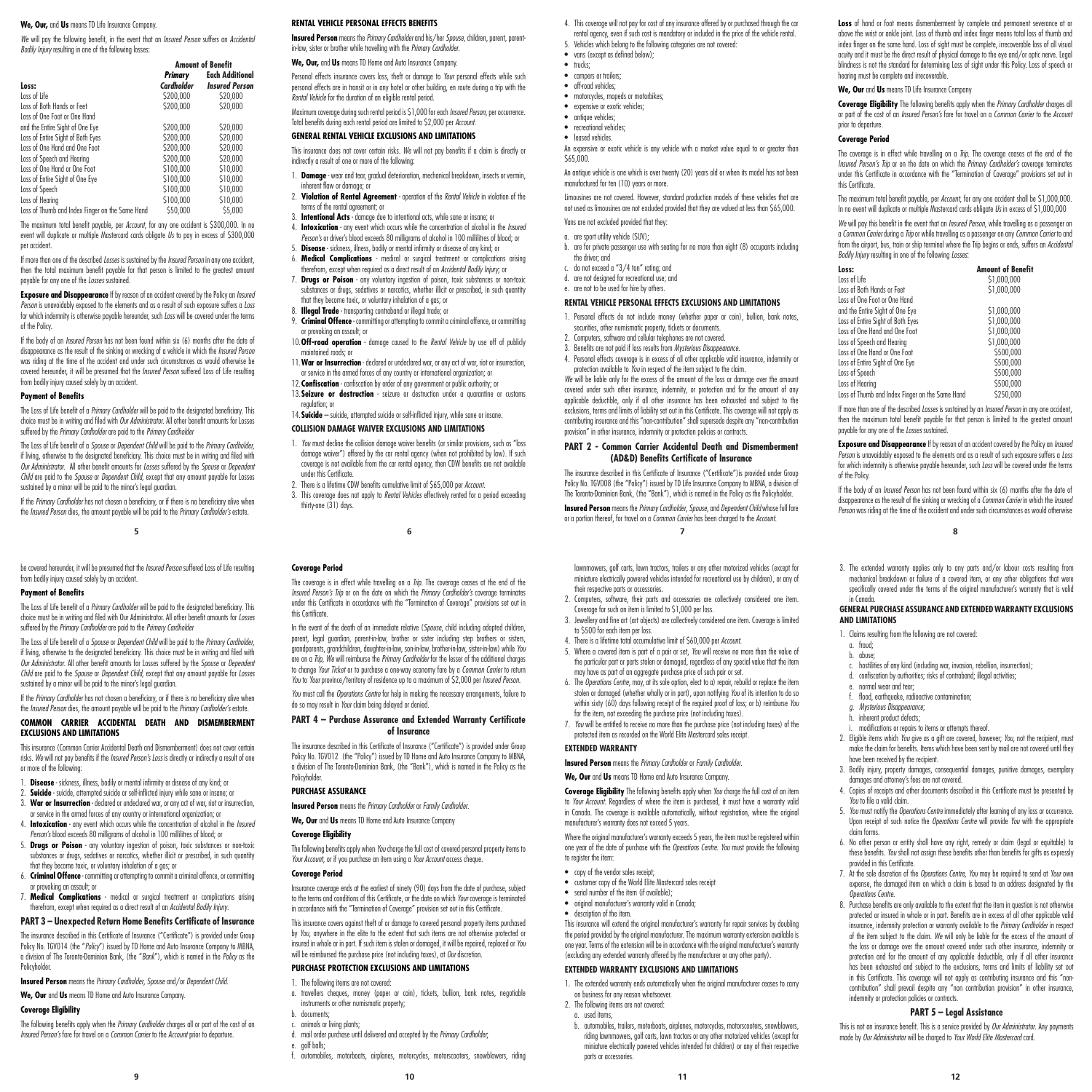**We, Our,** and **Us** means TD Life Insurance Company.

*We* will pay the following benefit, in the event that an *Insured Person* suffers an *Accidental Bodily Injury* resulting in one of the following losses:

| | Amount of Benefit | |
|---|---|---|
| **Loss:** | ***Primary Cardholder*** | ***Each Additional Insured Person*** |
| Loss of Life | $200,000 | $20,000 |
| Loss of Both Hands or Feet | $200,000 | $20,000 |
| Loss of One Foot or One Hand and the Entire Sight of One Eye | $200,000 | $20,000 |
| Loss of Entire Sight of Both Eyes | $200,000 | $20,000 |
| Loss of One Hand and One Foot | $200,000 | $20,000 |
| Loss of Speech and Hearing | $200,000 | $20,000 |
| Loss of One Hand or One Foot | $100,000 | $10,000 |
| Loss of Entire Sight of One Eye | $100,000 | $10,000 |
| Loss of Speech | $100,000 | $10,000 |
| Loss of Hearing | $100,000 | $10,000 |
| Loss of Thumb and Index Finger on the Same Hand | $50,000 | $5,000 |

The maximum total benefit payable, per *Account*, for any one accident is $300,000. In no event will duplicate or multiple Mastercard cards obligate *Us* to pay in excess of $300,000 per accident.

If more than one of the described *Losses* is sustained by the *Insured Person* in any one accident, then the total maximum benefit payable for that person is limited to the greatest amount payable for any one of the *Losses* sustained.

**Exposure and Disappearance** If by reason of an accident covered by the Policy an *Insured Person* is unavoidably exposed to the elements and as a result of such exposure suffers a *Loss* for which indemnity is otherwise payable hereunder, such *Loss* will be covered under the terms of the Policy.

If the body of an *Insured Person* has not been found within six (6) months after the date of disappearance as the result of the sinking or wrecking of a vehicle in which the *Insured Person* was riding at the time of the accident and under such circumstances as would otherwise be covered hereunder, it will be presumed that the *Insured Person* suffered Loss of Life resulting from bodily injury caused solely by an accident.

### Payment of Benefits

The Loss of Life benefit of a *Primary Cardholder* will be paid to the designated beneficiary. This choice must be in writing and filed with *Our Administrator*. All other benefit amounts for Losses suffered by the *Primary Cardholder* are paid to the *Primary Cardholder*

The Loss of Life benefit of a *Spouse* or *Dependent Child* will be paid to the *Primary Cardholder*, if living, otherwise to the designated beneficiary. This choice must be in writing and filed with *Our Administrator*. All other benefit amounts for *Losses* suffered by the *Spouse* or *Dependent Child* are paid to the *Spouse* or *Dependent Child*, except that any amount payable for Losses sustained by a minor will be paid to the minor's legal guardian.

If the *Primary Cardholder* has not chosen a beneficiary, or if there is no beneficiary alive when the *Insured Person* dies, the amount payable will be paid to the *Primary Cardholder's* estate.

### RENTAL VEHICLE PERSONAL EFFECTS BENEFITS

**Insured Person** means the *Primary Cardholder* and his/her *Spouse*, children, parent, parent-in-law, sister or brother while travelling with the *Primary Cardholder*.

**We, Our,** and **Us** means TD Home and Auto Insurance Company.

Personal effects insurance covers loss, theft or damage to *Your* personal effects while such personal effects are in transit or in any hotel or other building, en route during a trip with the *Rental Vehicle* for the duration of an eligible rental period.

Maximum coverage during such rental period is $1,000 for each *Insured Person*, per occurrence. Total benefits during each rental period are limited to $2,000 per *Account*.

### GENERAL RENTAL VEHICLE EXCLUSIONS AND LIMITATIONS

This insurance does not cover certain risks. *We* will not pay benefits if a claim is directly or indirectly a result of one or more of the following:

1. **Damage** - wear and tear, gradual deterioration, mechanical breakdown, insects or vermin, inherent flaw or damage; or
2. **Violation of Rental Agreement** - operation of the *Rental Vehicle* in violation of the terms of the rental agreement; or
3. **Intentional Acts** - damage due to intentional acts, while sane or insane; or
4. **Intoxication** - any event which occurs while the concentration of alcohol in the *Insured Person's* or driver's blood exceeds 80 milligrams of alcohol in 100 millilitres of blood; or
5. **Disease** - sickness, illness, bodily or mental infirmity or disease of any kind; or
6. **Medical Complications** - medical or surgical treatment or complications arising therefrom, except when required as a direct result of an *Accidental Bodily Injury*; or
7. **Drugs or Poison** - any voluntary ingestion of poison, toxic substances or non-toxic substances or drugs, sedatives or narcotics, whether illicit or prescribed, in such quantity that they become toxic, or voluntary inhalation of a gas; or
8. **Illegal Trade** - transporting contraband or illegal trade; or
9. **Criminal Offence** - committing or attempting to commit a criminal offence, or committing or provoking an assault; or
10. **Off-road operation** - damage caused to the *Rental Vehicle* by use off of publicly maintained roads; or
11. **War or Insurrection** - declared or undeclared war, or any act of war, riot or insurrection, or service in the armed forces of any country or international organization; or
12. **Confiscation** - confiscation by order of any government or public authority; or
13. **Seizure or destruction** - seizure or destruction under a quarantine or customs regulation; or
14. **Suicide** – suicide, attempted suicide or self-inflicted injury, while sane or insane.

### COLLISION DAMAGE WAIVER EXCLUSIONS AND LIMITATIONS

1. *You* must decline the collision damage waiver benefits (or similar provisions, such as "loss damage waiver") offered by the car rental agency (when not prohibited by law). If such coverage is not available from the car rental agency, then CDW benefits are not available under this Certificate.
2. There is a lifetime CDW benefits cumulative limit of $65,000 per *Account*.
3. This coverage does not apply to *Rental Vehicles* effectively rented for a period exceeding thirty-one (31) days.
4. This coverage will not pay for cost of any insurance offered by or purchased through the car rental agency, even if such cost is mandatory or included in the price of the vehicle rental.
5. Vehicles which belong to the following categories are not covered:

- vans (except as defined below);
- trucks;
- campers or trailers;
- off-road vehicles;
- motorcycles, mopeds or motorbikes;
- expensive or exotic vehicles;
- antique vehicles;
- recreational vehicles;
- leased vehicles.

An expensive or exotic vehicle is any vehicle with a market value equal to or greater than $65,000.

An antique vehicle is one which is over twenty (20) years old or when its model has not been manufactured for ten (10) years or more.

Limousines are not covered. However, standard production models of these vehicles that are not used as limousines are not excluded provided that they are valued at less than $65,000.

Vans are not excluded provided that they:

a. are sport utility vehicle (SUV);
b. are for private passenger use with seating for no more than eight (8) occupants including the driver; and
c. do not exceed a "3/4 ton" rating; and
d. are not designed for recreational use; and
e. are not to be used for hire by others.

### RENTAL VEHICLE PERSONAL EFFECTS EXCLUSIONS AND LIMITATIONS

1. Personal effects do not include money (whether paper or coin), bullion, bank notes, securities, other numismatic property, tickets or documents.
2. Computers, software and cellular telephones are not covered.
3. Benefits are not paid if loss results from *Mysterious Disappearance*.
4. Personal effects coverage is in excess of all other applicable valid insurance, indemnity or protection available to *You* in respect of the item subject to the claim.

*We* will be liable only for the excess of the amount of the loss or damage over the amount covered under such other insurance, indemnity, or protection and for the amount of any applicable deductible, only if all other insurance has been exhausted and subject to the exclusions, terms and limits of liability set out in this Certificate. This coverage will not apply as contributing insurance and this "non-contribution" shall supersede despite any "non-contribution provision" in other insurance, indemnity or protection policies or contracts.

## PART 2 - Common Carrier Accidental Death and Dismemberment (AD&D) Benefits Certificate of Insurance

The insurance described in this Certificate of Insurance ("Certificate") is provided under Group Policy No. TGV008 (the "Policy") issued by TD Life Insurance Company to MBNA, a division of The Toronto-Dominion Bank, (the "Bank"), which is named in the Policy as the Policyholder.

**Insured Person** means the *Primary Cardholder, Spouse*, and *Dependent Child* whose full fare or a portion thereof, for travel on a *Common Carrier* has been charged to the *Account*.

**Loss** of hand or foot means dismemberment by complete and permanent severance at or above the wrist or ankle joint. Loss of thumb and index finger means total loss of thumb and index finger on the same hand. Loss of sight must be complete, irrecoverable loss of all visual acuity and it must be the direct result of physical damage to the eye and/or optic nerve. Legal blindness is not the standard for determining Loss of sight under this Policy. Loss of speech or hearing must be complete and irrecoverable.

**We, Our** and **Us** means TD Life Insurance Company

**Coverage Eligibility** The following benefits apply when the *Primary Cardholder* charges all or part of the cost of an *Insured Person's* fare for travel on a *Common Carrier* to the *Account* prior to departure.

### Coverage Period

The coverage is in effect while travelling on a *Trip*. The coverage ceases at the end of the *Insured Person's Trip* or on the date on which the *Primary Cardholder's* coverage terminates under this Certificate in accordance with the "Termination of Coverage" provisions set out in this Certificate.

The maximum total benefit payable, per *Account*, for any one accident shall be $1,000,000. In no event will duplicate or multiple Mastercard cards obligate *Us* in excess of $1,000,000

*We* will pay this benefit in the event that an *Insured Person*, while travelling as a passenger on a *Common Carrier* during a *Trip* or while travelling as a passenger on any *Common Carrier* to and from the airport, bus, train or ship terminal where the Trip begins or ends, suffers an *Accidental Bodily Injury* resulting in one of the following *Losses*:

| **Loss:** | **Amount of Benefit** |
|---|---|
| Loss of Life | $1,000,000 |
| Loss of Both Hands or Feet | $1,000,000 |
| Loss of One Foot or One Hand and the Entire Sight of One Eye | $1,000,000 |
| Loss of Entire Sight of Both Eyes | $1,000,000 |
| Loss of One Hand and One Foot | $1,000,000 |
| Loss of Speech and Hearing | $1,000,000 |
| Loss of One Hand or One Foot | $500,000 |
| Loss of Entire Sight of One Eye | $500,000 |
| Loss of Speech | $500,000 |
| Loss of Hearing | $500,000 |
| Loss of Thumb and Index Finger on the Same Hand | $250,000 |

If more than one of the described *Losses* is sustained by an *Insured Person* in any one accident, then the maximum total benefit payable for that person is limited to the greatest amount payable for any one of the *Losses* sustained.

**Exposure and Disappearance** If by reason of an accident covered by the Policy an *Insured Person* is unavoidably exposed to the elements and as a result of such exposure suffers a *Loss* for which indemnity is otherwise payable hereunder, such *Loss* will be covered under the terms of the Policy.

If the body of an *Insured Person* has not been found within six (6) months after the date of disappearance as the result of the sinking or wrecking of a *Common Carrier* in which the *Insured Person* was riding at the time of the accident and under such circumstances as would otherwise be covered hereunder, it will be presumed that the *Insured Person* suffered Loss of Life resulting from bodily injury caused solely by an accident.

### Payment of Benefits

The Loss of Life benefit of a *Primary Cardholder* will be paid to the designated beneficiary. This choice must be in writing and filed with Our Administrator. All other benefit amounts for *Losses* suffered by the *Primary Cardholder* are paid to the *Primary Cardholder*

The Loss of Life benefit of a *Spouse* or *Dependent Child* will be paid to the *Primary Cardholder*, if living, otherwise to the designated beneficiary. This choice must be in writing and filed with *Our Administrator*. All other benefit amounts for Losses suffered by the *Spouse* or *Dependent Child* are paid to the *Spouse* or *Dependent Child*, except that any amount payable for Losses sustained by a minor will be paid to the minor's legal guardian.

If the *Primary Cardholder* has not chosen a beneficiary, or if there is no beneficiary alive when the *Insured Person* dies, the amount payable will be paid to the *Primary Cardholder's* estate.

### COMMON CARRIER ACCIDENTAL DEATH AND DISMEMBERMENT EXCLUSIONS AND LIMITATIONS

This insurance (Common Carrier Accidental Death and Dismemberment) does not cover certain risks. *We* will not pay benefits if the *Insured Person's Loss* is directly or indirectly a result of one or more of the following:

1. **Disease** - sickness, illness, bodily or mental infirmity or disease of any kind; or
2. **Suicide** - suicide, attempted suicide or self-inflicted injury while sane or insane; or
3. **War or Insurrection** - declared or undeclared war, or any act of war, riot or insurrection, or service in the armed forces of any country or international organization; or
4. **Intoxication** - any event which occurs while the concentration of alcohol in the *Insured Person's* blood exceeds 80 milligrams of alcohol in 100 millilitres of blood; or
5. **Drugs or Poison** - any voluntary ingestion of poison, toxic substances or non-toxic substances or drugs, sedatives or narcotics, whether illicit or prescribed, in such quantity that they become toxic, or a voluntary inhalation of a gas; or
6. **Criminal Offence** - committing or attempting to commit a criminal offence, or committing or provoking an assault; or
7. **Medical Complications** - medical or surgical treatment or complications arising therefrom, except when required as a direct result of an *Accidental Bodily Injury*.

## PART 3 – Unexpected Return Home Benefits Certificate of Insurance

The insurance described in this Certificate of Insurance ("Certificate") is provided under Group Policy No. TGV014 (the "*Policy*") issued by TD Home and Auto Insurance Company to MBNA, a division of The Toronto-Dominion Bank, (the "*Bank*"), which is named in the *Policy* as the Policyholder.

**Insured Person** means the *Primary Cardholder, Spouse* and/or *Dependent Child*.

**We, Our** and **Us** means TD Home and Auto Insurance Company.

### Coverage Eligibility

The following benefits apply when the *Primary Cardholder* charges all or part of the cost of an *Insured Person's* fare for travel on a *Common Carrier* to the *Account* prior to departure.

### Coverage Period

The coverage is in effect while travelling on a *Trip*. The coverage ceases at the end of the *Insured Person's Trip* or on the date on which the *Primary Cardholder's* coverage terminates under this Certificate in accordance with the "Termination of Coverage" provisions set out in this Certificate.

In the event of the death of an immediate relative (*Spouse*, child including adopted children, parent, legal guardian, parent-in-law, brother or sister including step brothers or sisters, grandparents, grandchildren, daughter-in-law, son-in-law, brother-in-law, sister-in-law) while *You* are on a *Trip*, *We* will reimburse the *Primary Cardholder* for the lesser of the additional charges to change *Your Ticket* or to purchase a one-way economy fare by a *Common Carrier* to return *You* to *Your* province/territory of residence up to a maximum of $2,000 per *Insured Person*.

*You* must call the *Operations Centre* for help in making the necessary arrangements, failure to do so may result in *Your* claim being delayed or denied.

## PART 4 – Purchase Assurance and Extended Warranty Certificate of Insurance

The insurance described in this Certificate of Insurance ("Certificate") is provided under Group Policy No. TGV012 (the "Policy") issued by TD Home and Auto Insurance Company to MBNA, a division of The Toronto-Dominion Bank, (the "Bank"), which is named in the Policy as the Policyholder.

### PURCHASE ASSURANCE

**Insured Person** means the *Primary Cardholder* or *Family Cardholder*.

**We, Our** and **Us** means TD Home and Auto Insurance Company

### Coverage Eligibility

The following benefits apply when *You* charge the full cost of covered personal property items to *Your Account*, or if you purchase an item using a *Your Account* access cheque.

### Coverage Period

Insurance coverage ends at the earliest of ninety (90) days from the date of purchase, subject to the terms and conditions of this Certificate, or the date on which *Your* coverage is terminated in accordance with the "Termination of Coverage" provision set out in this Certificate.

This insurance covers against theft of or damage to covered personal property items purchased by *You*, anywhere in the elite to the extent that such items are not otherwise protected or insured in whole or in part. If such item is stolen or damaged, it will be repaired, replaced or *You* will be reimbursed the purchase price (not including taxes), at *Our* discretion.

### PURCHASE PROTECTION EXCLUSIONS AND LIMITATIONS

1. The following items are not covered:

a. travellers cheques, money (paper or coin), tickets, bullion, bank notes, negotiable instruments or other numismatic property;
b. documents;
c. animals or living plants;
d. mail order purchase until delivered and accepted by the *Primary Cardholder*;
e. golf balls;
f. automobiles, motorboats, airplanes, motorcycles, motorscooters, snowblowers, riding lawnmowers, golf carts, lawn tractors, trailers or any other motorized vehicles (except for miniature electrically powered vehicles intended for recreational use by children), or any of their respective parts or accessories.

2. Computers, software, their parts and accessories are collectively considered one item. Coverage for such an item is limited to $1,000 per loss.
3. Jewellery and fine art (art objects) are collectively considered one item. Coverage is limited to $500 for each item per loss.
4. There is a lifetime total accumulative limit of $60,000 per *Account*.
5. Where a covered item is part of a pair or set, *You* will receive no more than the value of the particular part or parts stolen or damaged, regardless of any special value that the item may have as part of an aggregate purchase price of such pair or set.
6. The *Operations Centre*, may, at its sole option, elect to a) repair, rebuild or replace the item stolen or damaged (whether wholly or in part), upon notifying *You* of its intention to do so within sixty (60) days following receipt of the required proof of loss; or b) reimburse *You* for the item, not exceeding the purchase price (not including taxes).
7. *You* will be entitled to receive no more than the purchase price (not including taxes) of the protected item as recorded on the World Elite Mastercard sales receipt.

### EXTENDED WARRANTY

**Insured Person** means the *Primary Cardholder* or *Family Cardholder*.

**We, Our** and **Us** means TD Home and Auto Insurance Company.

**Coverage Eligibility** The following benefits apply when *You* charge the full cost of an item to *Your Account*. Regardless of where the item is purchased, it must have a warranty valid in Canada. The coverage is available automatically, without registration, where the original manufacturer's warranty does not exceed 5 years.

Where the original manufacturer's warranty exceeds 5 years, the item must be registered within one year of the date of purchase with the *Operations Centre*. *You* must provide the following to register the item:

- copy of the vendor sales receipt;
- customer copy of the World Elite Mastercard sales receipt
- serial number of the item (if available);
- original manufacturer's warranty valid in Canada;
- description of the item.

This insurance will extend the original manufacturer's warranty for repair services by doubling the period provided by the original manufacturer. The maximum warranty extension available is one year. Terms of the extension will be in accordance with the original manufacturer's warranty (excluding any extended warranty offered by the manufacturer or any other party).

### EXTENDED WARRANTY EXCLUSIONS AND LIMITATIONS

1. The extended warranty ends automatically when the original manufacturer ceases to carry on business for any reason whatsoever.
2. The following items are not covered:

a. used items,
b. automobiles, trailers, motorboats, airplanes, motorcycles, motorscooters, snowblowers, riding lawnmowers, golf carts, lawn tractors or any other motorized vehicles (except for miniature electrically powered vehicles intended for children) or any of their respective parts or accessories.

3. The extended warranty applies only to any parts and/or labour costs resulting from mechanical breakdown or failure of a covered item, or any other obligations that were specifically covered under the terms of the original manufacturer's warranty that is valid in Canada.

### GENERAL PURCHASE ASSURANCE AND EXTENDED WARRANTY EXCLUSIONS AND LIMITATIONS

1. Claims resulting from the following are not covered:

a. fraud;
b. abuse;
c. hostilities of any kind (including war, invasion, rebellion, insurrection);
d. confiscation by authorities; risks of contraband; illegal activities;
e. normal wear and tear;
f. flood, earthquake, radioactive contamination;
g. *Mysterious Disappearance*;
h. inherent product defects;
i. modifications or repairs to items or attempts thereof.

2. Eligible items which *You* give as a gift are covered, however; *You*, not the recipient, must make the claim for benefits. Items which have been sent by mail are not covered until they have been received by the recipient.
3. Bodily injury, property damages, consequential damages, punitive damages, exemplary damages and attorney's fees are not covered.
4. Copies of receipts and other documents described in this Certificate must be presented by *You* to file a valid claim.
5. *You* must notify the *Operations Centre* immediately after learning of any loss or occurrence. Upon receipt of such notice the *Operations Centre* will provide *You* with the appropriate claim forms.
6. No other person or entity shall have any right, remedy or claim (legal or equitable) to these benefits. *You* shall not assign these benefits other than benefits for gifts as expressly provided in this Certificate.
7. At the sole discretion of the *Operations Centre*, *You* may be required to send at *Your* own expense, the damaged item on which a claim is based to an address designated by the *Operations Centre*.
8. Purchase benefits are only available to the extent that the item in question is not otherwise protected or insured in whole or in part. Benefits are in excess of all other applicable valid insurance, indemnity protection or warranty available to the *Primary Cardholder* in respect of the item subject to the claim. *We* will only be liable for the excess of the amount of the loss or damage over the amount covered under such other insurance, indemnity or protection and for the amount of any applicable deductible, only if all other insurance has been exhausted and subject to the exclusions, terms and limits of liability set out in this Certificate. This coverage will not apply as contributing insurance and this "non-contribution" shall prevail despite any "non contribution provision" in other insurance, indemnity or protection policies or contracts.

## PART 5 – Legal Assistance

This is not an insurance benefit. This is a service provided by *Our Administrator*. Any payments made by *Our Administrator* will be charged to *Your World Elite Mastercard* card.